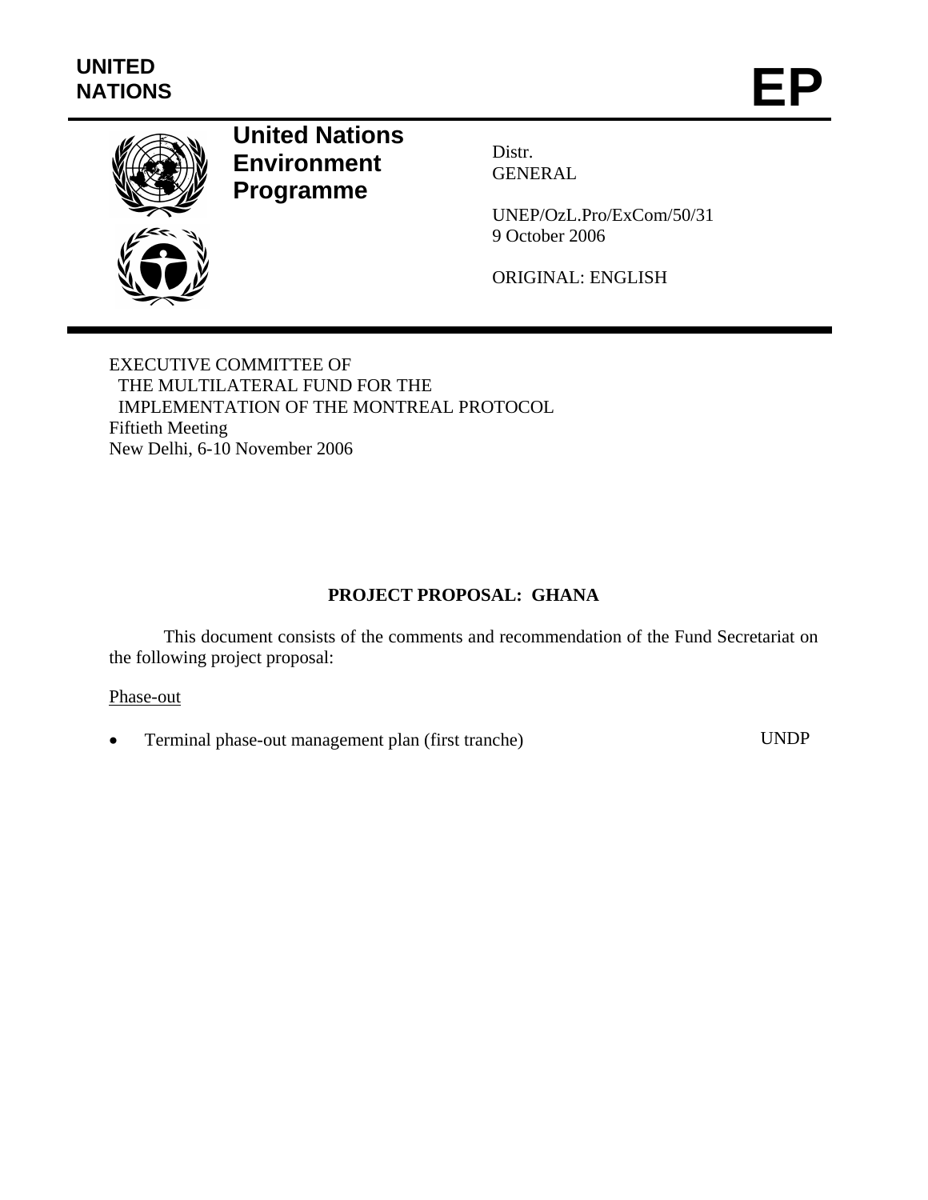UNITED NATIONS

# EP

**United Nations Environment Programme**

Distr.
GENERAL

UNEP/OzL.Pro/ExCom/50/31
9 October 2006

ORIGINAL: ENGLISH

EXECUTIVE COMMITTEE OF
THE MULTILATERAL FUND FOR THE
IMPLEMENTATION OF THE MONTREAL PROTOCOL
Fiftieth Meeting
New Delhi, 6-10 November 2006

## PROJECT PROPOSAL: GHANA

This document consists of the comments and recommendation of the Fund Secretariat on the following project proposal:

Phase-out

- Terminal phase-out management plan (first tranche) UNDP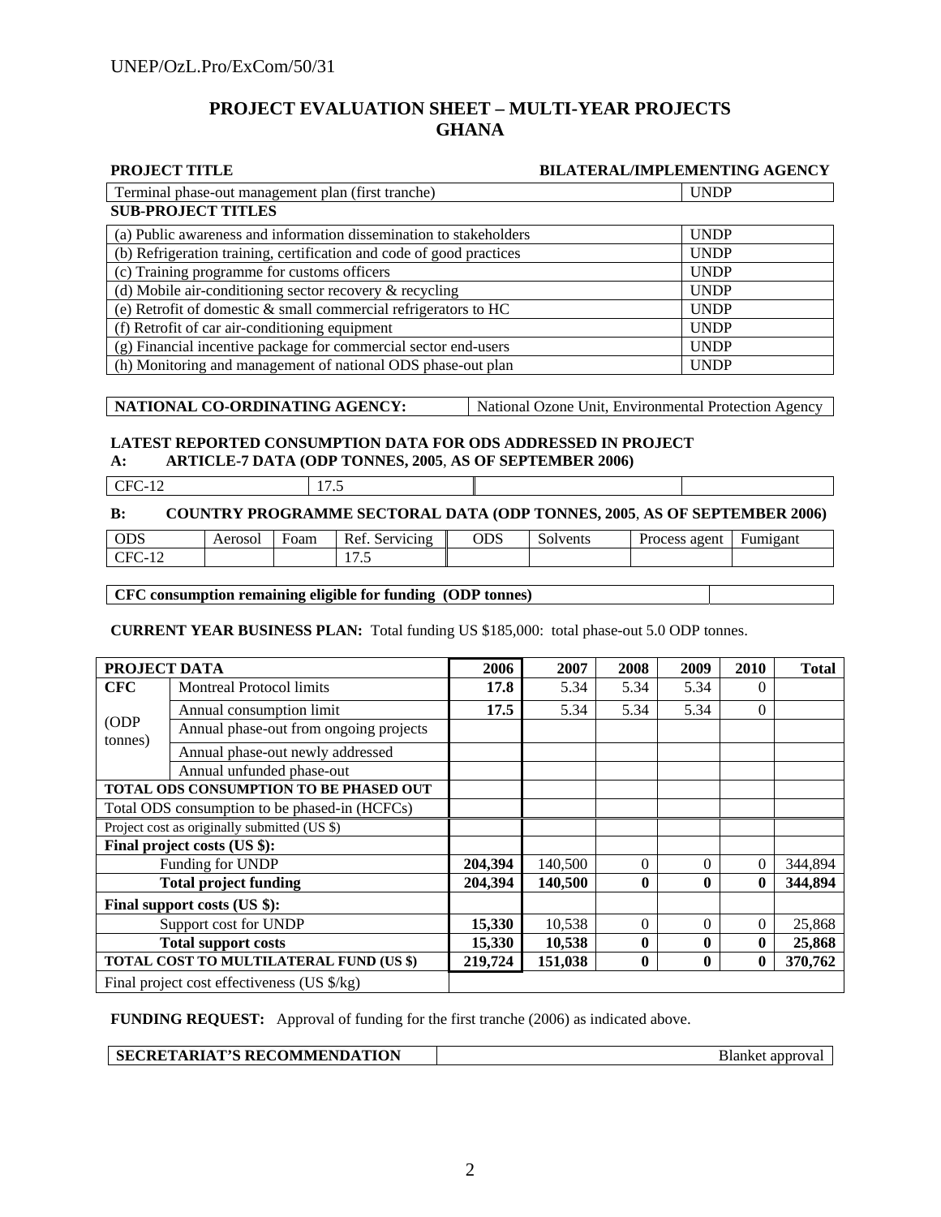# PROJECT EVALUATION SHEET – MULTI-YEAR PROJECTS
# GHANA

| PROJECT TITLE | BILATERAL/IMPLEMENTING AGENCY |
|---|---|
| Terminal phase-out management plan (first tranche) | UNDP |

**SUB-PROJECT TITLES**

| | |
|---|---|
| (a) Public awareness and information dissemination to stakeholders | UNDP |
| (b) Refrigeration training, certification and code of good practices | UNDP |
| (c) Training programme for customs officers | UNDP |
| (d) Mobile air-conditioning sector recovery & recycling | UNDP |
| (e) Retrofit of domestic & small commercial refrigerators to HC | UNDP |
| (f) Retrofit of car air-conditioning equipment | UNDP |
| (g) Financial incentive package for commercial sector end-users | UNDP |
| (h) Monitoring and management of national ODS phase-out plan | UNDP |

| NATIONAL CO-ORDINATING AGENCY: | National Ozone Unit, Environmental Protection Agency |
|---|---|

**LATEST REPORTED CONSUMPTION DATA FOR ODS ADDRESSED IN PROJECT**

**A: ARTICLE-7 DATA (ODP TONNES, 2005, AS OF SEPTEMBER 2006)**

| CFC-12 | 17.5 | | |
|---|---|---|---|

**B: COUNTRY PROGRAMME SECTORAL DATA (ODP TONNES, 2005, AS OF SEPTEMBER 2006)**

| ODS | Aerosol | Foam | Ref. Servicing | ODS | Solvents | Process agent | Fumigant |
|---|---|---|---|---|---|---|---|
| CFC-12 | | | 17.5 | | | | |

| CFC consumption remaining eligible for funding (ODP tonnes) | |
|---|---|

**CURRENT YEAR BUSINESS PLAN:** Total funding US $185,000: total phase-out 5.0 ODP tonnes.

| PROJECT DATA | | 2006 | 2007 | 2008 | 2009 | 2010 | Total |
|---|---|---|---|---|---|---|---|
| **CFC** | Montreal Protocol limits | **17.8** | 5.34 | 5.34 | 5.34 | 0 | |
| (ODP tonnes) | Annual consumption limit | **17.5** | 5.34 | 5.34 | 5.34 | 0 | |
| | Annual phase-out from ongoing projects | | | | | | |
| | Annual phase-out newly addressed | | | | | | |
| | Annual unfunded phase-out | | | | | | |
| **TOTAL ODS CONSUMPTION TO BE PHASED OUT** | | | | | | | |
| Total ODS consumption to be phased-in (HCFCs) | | | | | | | |
| Project cost as originally submitted (US $) | | | | | | | |
| **Final project costs (US $):** | | | | | | | |
| Funding for UNDP | | **204,394** | 140,500 | 0 | 0 | 0 | 344,894 |
| **Total project funding** | | **204,394** | **140,500** | **0** | **0** | **0** | **344,894** |
| **Final support costs (US $):** | | | | | | | |
| Support cost for UNDP | | **15,330** | 10,538 | 0 | 0 | 0 | 25,868 |
| **Total support costs** | | **15,330** | **10,538** | **0** | **0** | **0** | **25,868** |
| **TOTAL COST TO MULTILATERAL FUND (US $)** | | **219,724** | **151,038** | **0** | **0** | **0** | **370,762** |
| Final project cost effectiveness (US $/kg) | | | | | | | |

**FUNDING REQUEST:** Approval of funding for the first tranche (2006) as indicated above.

| SECRETARIAT'S RECOMMENDATION | Blanket approval |
|---|---|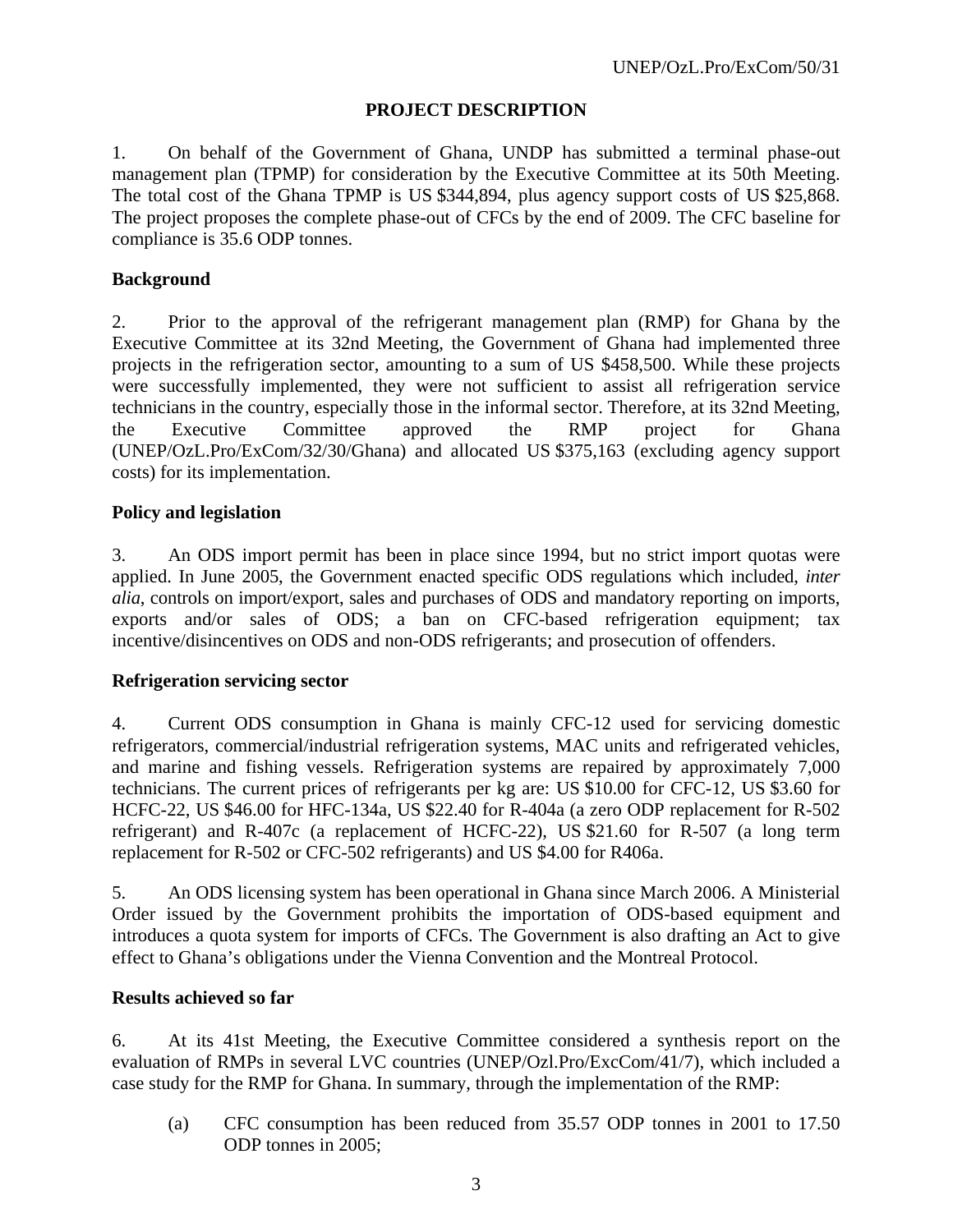# PROJECT DESCRIPTION

1. On behalf of the Government of Ghana, UNDP has submitted a terminal phase-out management plan (TPMP) for consideration by the Executive Committee at its 50th Meeting. The total cost of the Ghana TPMP is US $344,894, plus agency support costs of US $25,868. The project proposes the complete phase-out of CFCs by the end of 2009. The CFC baseline for compliance is 35.6 ODP tonnes.

## Background

2. Prior to the approval of the refrigerant management plan (RMP) for Ghana by the Executive Committee at its 32nd Meeting, the Government of Ghana had implemented three projects in the refrigeration sector, amounting to a sum of US $458,500. While these projects were successfully implemented, they were not sufficient to assist all refrigeration service technicians in the country, especially those in the informal sector. Therefore, at its 32nd Meeting, the Executive Committee approved the RMP project for Ghana (UNEP/OzL.Pro/ExCom/32/30/Ghana) and allocated US $375,163 (excluding agency support costs) for its implementation.

## Policy and legislation

3. An ODS import permit has been in place since 1994, but no strict import quotas were applied. In June 2005, the Government enacted specific ODS regulations which included, *inter alia*, controls on import/export, sales and purchases of ODS and mandatory reporting on imports, exports and/or sales of ODS; a ban on CFC-based refrigeration equipment; tax incentive/disincentives on ODS and non-ODS refrigerants; and prosecution of offenders.

## Refrigeration servicing sector

4. Current ODS consumption in Ghana is mainly CFC-12 used for servicing domestic refrigerators, commercial/industrial refrigeration systems, MAC units and refrigerated vehicles, and marine and fishing vessels. Refrigeration systems are repaired by approximately 7,000 technicians. The current prices of refrigerants per kg are: US $10.00 for CFC-12, US $3.60 for HCFC-22, US $46.00 for HFC-134a, US $22.40 for R-404a (a zero ODP replacement for R-502 refrigerant) and R-407c (a replacement of HCFC-22), US $21.60 for R-507 (a long term replacement for R-502 or CFC-502 refrigerants) and US $4.00 for R406a.

5. An ODS licensing system has been operational in Ghana since March 2006. A Ministerial Order issued by the Government prohibits the importation of ODS-based equipment and introduces a quota system for imports of CFCs. The Government is also drafting an Act to give effect to Ghana's obligations under the Vienna Convention and the Montreal Protocol.

## Results achieved so far

6. At its 41st Meeting, the Executive Committee considered a synthesis report on the evaluation of RMPs in several LVC countries (UNEP/Ozl.Pro/ExcCom/41/7), which included a case study for the RMP for Ghana. In summary, through the implementation of the RMP:

(a) CFC consumption has been reduced from 35.57 ODP tonnes in 2001 to 17.50 ODP tonnes in 2005;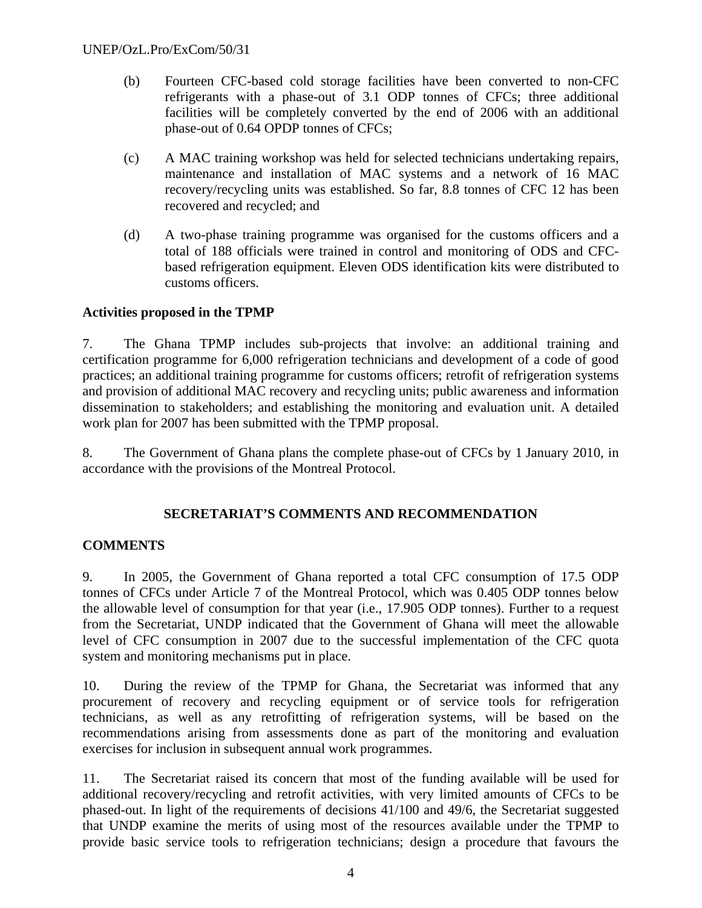(b) Fourteen CFC-based cold storage facilities have been converted to non-CFC refrigerants with a phase-out of 3.1 ODP tonnes of CFCs; three additional facilities will be completely converted by the end of 2006 with an additional phase-out of 0.64 OPDP tonnes of CFCs;

(c) A MAC training workshop was held for selected technicians undertaking repairs, maintenance and installation of MAC systems and a network of 16 MAC recovery/recycling units was established. So far, 8.8 tonnes of CFC 12 has been recovered and recycled; and

(d) A two-phase training programme was organised for the customs officers and a total of 188 officials were trained in control and monitoring of ODS and CFC-based refrigeration equipment. Eleven ODS identification kits were distributed to customs officers.

**Activities proposed in the TPMP**

7. The Ghana TPMP includes sub-projects that involve: an additional training and certification programme for 6,000 refrigeration technicians and development of a code of good practices; an additional training programme for customs officers; retrofit of refrigeration systems and provision of additional MAC recovery and recycling units; public awareness and information dissemination to stakeholders; and establishing the monitoring and evaluation unit. A detailed work plan for 2007 has been submitted with the TPMP proposal.

8. The Government of Ghana plans the complete phase-out of CFCs by 1 January 2010, in accordance with the provisions of the Montreal Protocol.

## SECRETARIAT'S COMMENTS AND RECOMMENDATION

**COMMENTS**

9. In 2005, the Government of Ghana reported a total CFC consumption of 17.5 ODP tonnes of CFCs under Article 7 of the Montreal Protocol, which was 0.405 ODP tonnes below the allowable level of consumption for that year (i.e., 17.905 ODP tonnes). Further to a request from the Secretariat, UNDP indicated that the Government of Ghana will meet the allowable level of CFC consumption in 2007 due to the successful implementation of the CFC quota system and monitoring mechanisms put in place.

10. During the review of the TPMP for Ghana, the Secretariat was informed that any procurement of recovery and recycling equipment or of service tools for refrigeration technicians, as well as any retrofitting of refrigeration systems, will be based on the recommendations arising from assessments done as part of the monitoring and evaluation exercises for inclusion in subsequent annual work programmes.

11. The Secretariat raised its concern that most of the funding available will be used for additional recovery/recycling and retrofit activities, with very limited amounts of CFCs to be phased-out. In light of the requirements of decisions 41/100 and 49/6, the Secretariat suggested that UNDP examine the merits of using most of the resources available under the TPMP to provide basic service tools to refrigeration technicians; design a procedure that favours the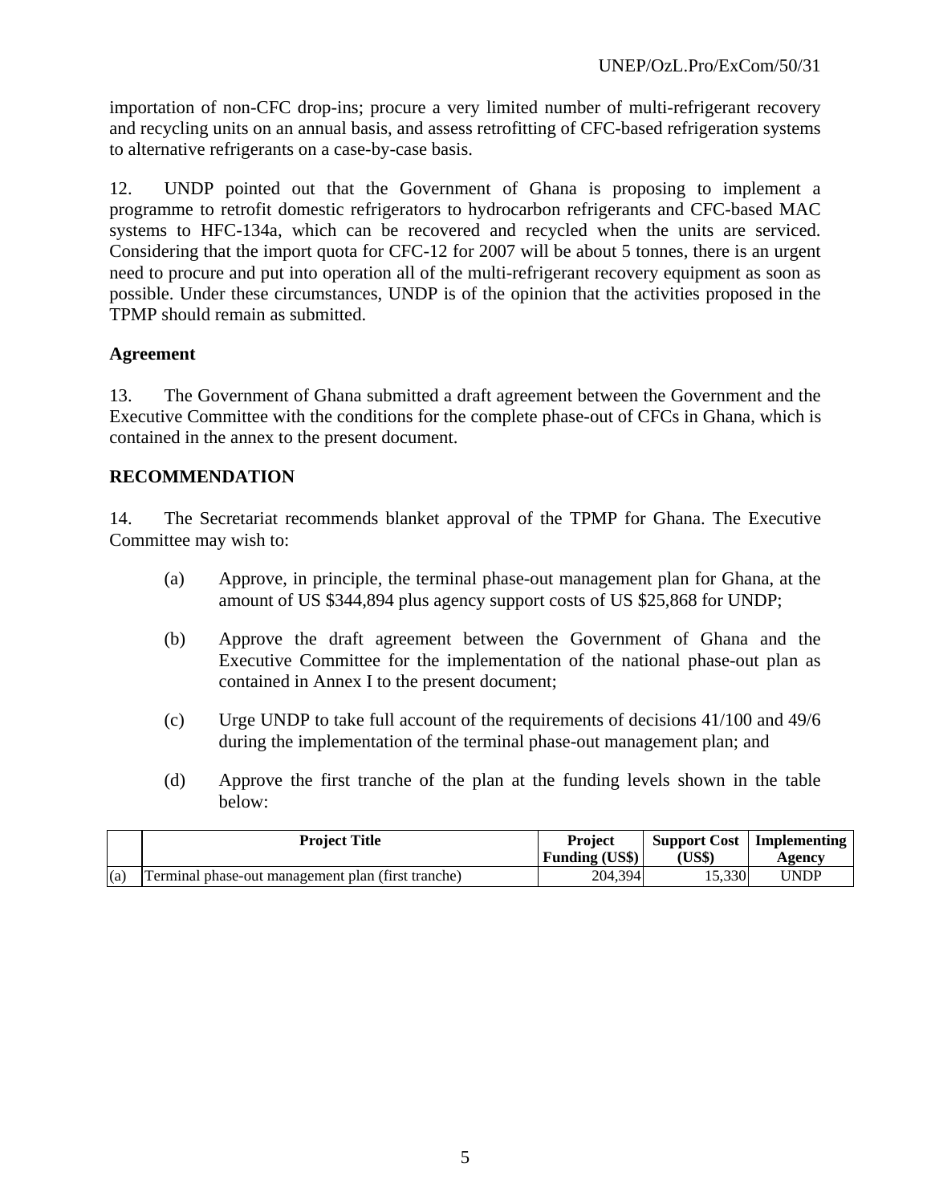importation of non-CFC drop-ins; procure a very limited number of multi-refrigerant recovery and recycling units on an annual basis, and assess retrofitting of CFC-based refrigeration systems to alternative refrigerants on a case-by-case basis.

12. UNDP pointed out that the Government of Ghana is proposing to implement a programme to retrofit domestic refrigerators to hydrocarbon refrigerants and CFC-based MAC systems to HFC-134a, which can be recovered and recycled when the units are serviced. Considering that the import quota for CFC-12 for 2007 will be about 5 tonnes, there is an urgent need to procure and put into operation all of the multi-refrigerant recovery equipment as soon as possible. Under these circumstances, UNDP is of the opinion that the activities proposed in the TPMP should remain as submitted.

**Agreement**

13. The Government of Ghana submitted a draft agreement between the Government and the Executive Committee with the conditions for the complete phase-out of CFCs in Ghana, which is contained in the annex to the present document.

**RECOMMENDATION**

14. The Secretariat recommends blanket approval of the TPMP for Ghana. The Executive Committee may wish to:

(a) Approve, in principle, the terminal phase-out management plan for Ghana, at the amount of US $344,894 plus agency support costs of US $25,868 for UNDP;

(b) Approve the draft agreement between the Government of Ghana and the Executive Committee for the implementation of the national phase-out plan as contained in Annex I to the present document;

(c) Urge UNDP to take full account of the requirements of decisions 41/100 and 49/6 during the implementation of the terminal phase-out management plan; and

(d) Approve the first tranche of the plan at the funding levels shown in the table below:

| | Project Title | Project Funding (US$) | Support Cost (US$) | Implementing Agency |
|---|---|---|---|---|
| (a) | Terminal phase-out management plan (first tranche) | 204,394 | 15,330 | UNDP |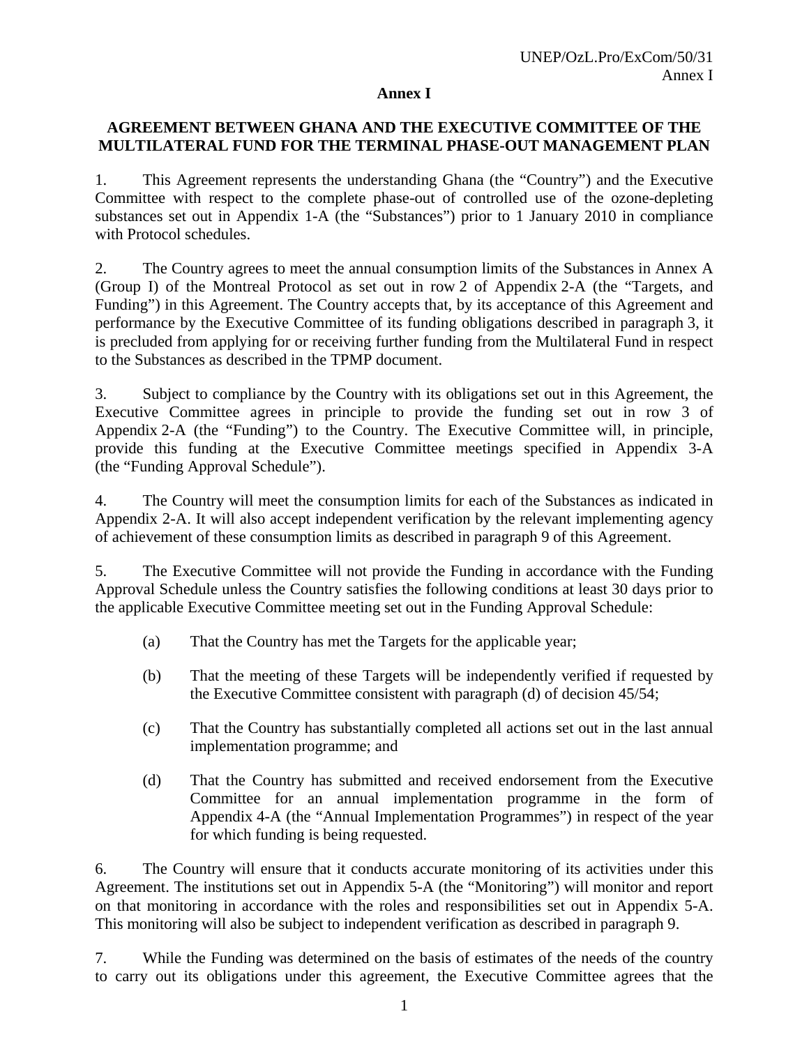# Annex I

## AGREEMENT BETWEEN GHANA AND THE EXECUTIVE COMMITTEE OF THE MULTILATERAL FUND FOR THE TERMINAL PHASE-OUT MANAGEMENT PLAN

1. This Agreement represents the understanding Ghana (the "Country") and the Executive Committee with respect to the complete phase-out of controlled use of the ozone-depleting substances set out in Appendix 1-A (the "Substances") prior to 1 January 2010 in compliance with Protocol schedules.

2. The Country agrees to meet the annual consumption limits of the Substances in Annex A (Group I) of the Montreal Protocol as set out in row 2 of Appendix 2-A (the "Targets, and Funding") in this Agreement. The Country accepts that, by its acceptance of this Agreement and performance by the Executive Committee of its funding obligations described in paragraph 3, it is precluded from applying for or receiving further funding from the Multilateral Fund in respect to the Substances as described in the TPMP document.

3. Subject to compliance by the Country with its obligations set out in this Agreement, the Executive Committee agrees in principle to provide the funding set out in row 3 of Appendix 2-A (the "Funding") to the Country. The Executive Committee will, in principle, provide this funding at the Executive Committee meetings specified in Appendix 3-A (the "Funding Approval Schedule").

4. The Country will meet the consumption limits for each of the Substances as indicated in Appendix 2-A. It will also accept independent verification by the relevant implementing agency of achievement of these consumption limits as described in paragraph 9 of this Agreement.

5. The Executive Committee will not provide the Funding in accordance with the Funding Approval Schedule unless the Country satisfies the following conditions at least 30 days prior to the applicable Executive Committee meeting set out in the Funding Approval Schedule:

   (a) That the Country has met the Targets for the applicable year;

   (b) That the meeting of these Targets will be independently verified if requested by the Executive Committee consistent with paragraph (d) of decision 45/54;

   (c) That the Country has substantially completed all actions set out in the last annual implementation programme; and

   (d) That the Country has submitted and received endorsement from the Executive Committee for an annual implementation programme in the form of Appendix 4-A (the "Annual Implementation Programmes") in respect of the year for which funding is being requested.

6. The Country will ensure that it conducts accurate monitoring of its activities under this Agreement. The institutions set out in Appendix 5-A (the "Monitoring") will monitor and report on that monitoring in accordance with the roles and responsibilities set out in Appendix 5-A. This monitoring will also be subject to independent verification as described in paragraph 9.

7. While the Funding was determined on the basis of estimates of the needs of the country to carry out its obligations under this agreement, the Executive Committee agrees that the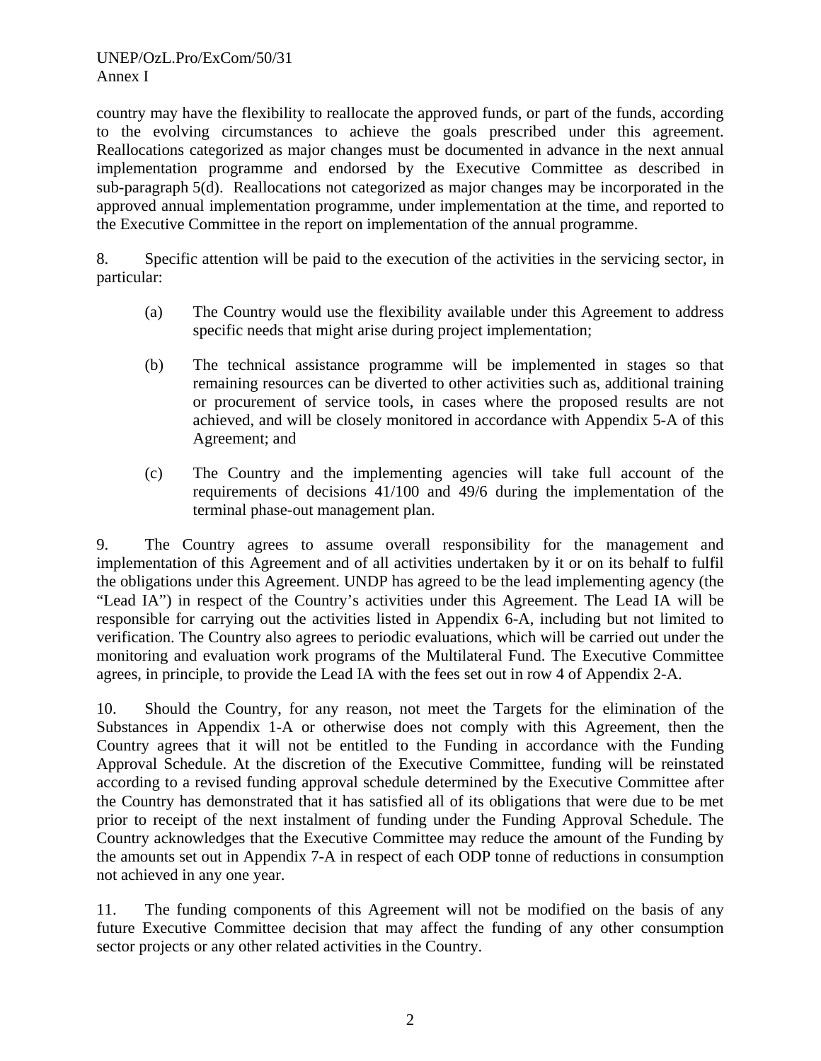country may have the flexibility to reallocate the approved funds, or part of the funds, according to the evolving circumstances to achieve the goals prescribed under this agreement. Reallocations categorized as major changes must be documented in advance in the next annual implementation programme and endorsed by the Executive Committee as described in sub-paragraph 5(d). Reallocations not categorized as major changes may be incorporated in the approved annual implementation programme, under implementation at the time, and reported to the Executive Committee in the report on implementation of the annual programme.

8. Specific attention will be paid to the execution of the activities in the servicing sector, in particular:

(a) The Country would use the flexibility available under this Agreement to address specific needs that might arise during project implementation;

(b) The technical assistance programme will be implemented in stages so that remaining resources can be diverted to other activities such as, additional training or procurement of service tools, in cases where the proposed results are not achieved, and will be closely monitored in accordance with Appendix 5-A of this Agreement; and

(c) The Country and the implementing agencies will take full account of the requirements of decisions 41/100 and 49/6 during the implementation of the terminal phase-out management plan.

9. The Country agrees to assume overall responsibility for the management and implementation of this Agreement and of all activities undertaken by it or on its behalf to fulfil the obligations under this Agreement. UNDP has agreed to be the lead implementing agency (the "Lead IA") in respect of the Country's activities under this Agreement. The Lead IA will be responsible for carrying out the activities listed in Appendix 6-A, including but not limited to verification. The Country also agrees to periodic evaluations, which will be carried out under the monitoring and evaluation work programs of the Multilateral Fund. The Executive Committee agrees, in principle, to provide the Lead IA with the fees set out in row 4 of Appendix 2-A.

10. Should the Country, for any reason, not meet the Targets for the elimination of the Substances in Appendix 1-A or otherwise does not comply with this Agreement, then the Country agrees that it will not be entitled to the Funding in accordance with the Funding Approval Schedule. At the discretion of the Executive Committee, funding will be reinstated according to a revised funding approval schedule determined by the Executive Committee after the Country has demonstrated that it has satisfied all of its obligations that were due to be met prior to receipt of the next instalment of funding under the Funding Approval Schedule. The Country acknowledges that the Executive Committee may reduce the amount of the Funding by the amounts set out in Appendix 7-A in respect of each ODP tonne of reductions in consumption not achieved in any one year.

11. The funding components of this Agreement will not be modified on the basis of any future Executive Committee decision that may affect the funding of any other consumption sector projects or any other related activities in the Country.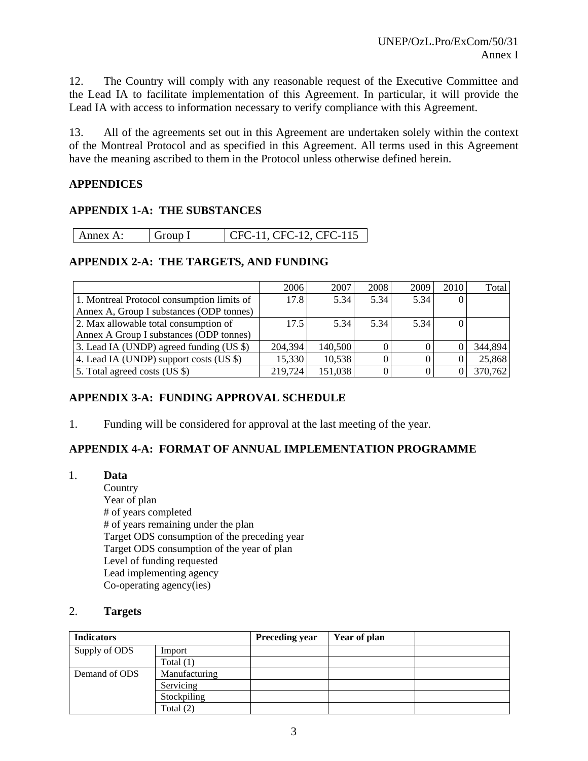12. The Country will comply with any reasonable request of the Executive Committee and the Lead IA to facilitate implementation of this Agreement. In particular, it will provide the Lead IA with access to information necessary to verify compliance with this Agreement.

13. All of the agreements set out in this Agreement are undertaken solely within the context of the Montreal Protocol and as specified in this Agreement. All terms used in this Agreement have the meaning ascribed to them in the Protocol unless otherwise defined herein.

## APPENDICES

### APPENDIX 1-A: THE SUBSTANCES

| Annex A: | Group I | CFC-11, CFC-12, CFC-115 |
|---|---|---|

### APPENDIX 2-A: THE TARGETS, AND FUNDING

| | 2006 | 2007 | 2008 | 2009 | 2010 | Total |
|---|---|---|---|---|---|---|
| 1. Montreal Protocol consumption limits of Annex A, Group I substances (ODP tonnes) | 17.8 | 5.34 | 5.34 | 5.34 | 0 | |
| 2. Max allowable total consumption of Annex A Group I substances (ODP tonnes) | 17.5 | 5.34 | 5.34 | 5.34 | 0 | |
| 3. Lead IA (UNDP) agreed funding (US $) | 204,394 | 140,500 | 0 | 0 | 0 | 344,894 |
| 4. Lead IA (UNDP) support costs (US $) | 15,330 | 10,538 | 0 | 0 | 0 | 25,868 |
| 5. Total agreed costs (US $) | 219,724 | 151,038 | 0 | 0 | 0 | 370,762 |

### APPENDIX 3-A: FUNDING APPROVAL SCHEDULE

1. Funding will be considered for approval at the last meeting of the year.

### APPENDIX 4-A: FORMAT OF ANNUAL IMPLEMENTATION PROGRAMME

1. **Data**

   Country
   Year of plan
   # of years completed
   # of years remaining under the plan
   Target ODS consumption of the preceding year
   Target ODS consumption of the year of plan
   Level of funding requested
   Lead implementing agency
   Co-operating agency(ies)

2. **Targets**

| **Indicators** | | **Preceding year** | **Year of plan** | |
|---|---|---|---|---|
| Supply of ODS | Import | | | |
| | Total (1) | | | |
| Demand of ODS | Manufacturing | | | |
| | Servicing | | | |
| | Stockpiling | | | |
| | Total (2) | | | |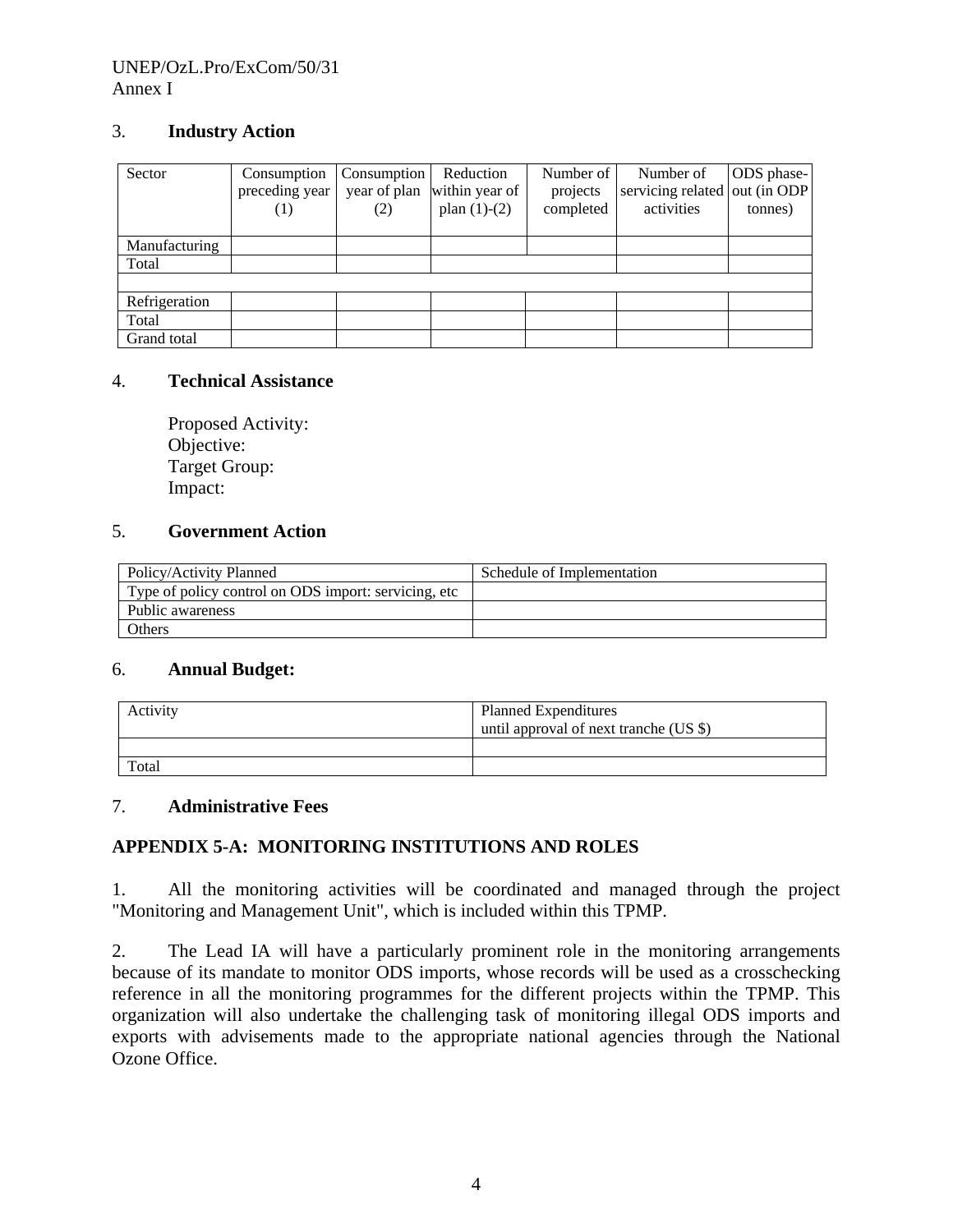3. **Industry Action**

| Sector | Consumption preceding year (1) | Consumption year of plan (2) | Reduction within year of plan (1)-(2) | Number of projects completed | Number of servicing related activities | ODS phase-out (in ODP tonnes) |
|---|---|---|---|---|---|---|
| Manufacturing | | | | | | |
| Total | | | | | | |
| | | | | | | |
| Refrigeration | | | | | | |
| Total | | | | | | |
| Grand total | | | | | | |

4. **Technical Assistance**

Proposed Activity:
Objective:
Target Group:
Impact:

5. **Government Action**

| Policy/Activity Planned | Schedule of Implementation |
|---|---|
| Type of policy control on ODS import: servicing, etc | |
| Public awareness | |
| Others | |

6. **Annual Budget:**

| Activity | Planned Expenditures until approval of next tranche (US $) |
|---|---|
| | |
| Total | |

7. **Administrative Fees**

## APPENDIX 5-A: MONITORING INSTITUTIONS AND ROLES

1. All the monitoring activities will be coordinated and managed through the project "Monitoring and Management Unit", which is included within this TPMP.

2. The Lead IA will have a particularly prominent role in the monitoring arrangements because of its mandate to monitor ODS imports, whose records will be used as a crosschecking reference in all the monitoring programmes for the different projects within the TPMP. This organization will also undertake the challenging task of monitoring illegal ODS imports and exports with advisements made to the appropriate national agencies through the National Ozone Office.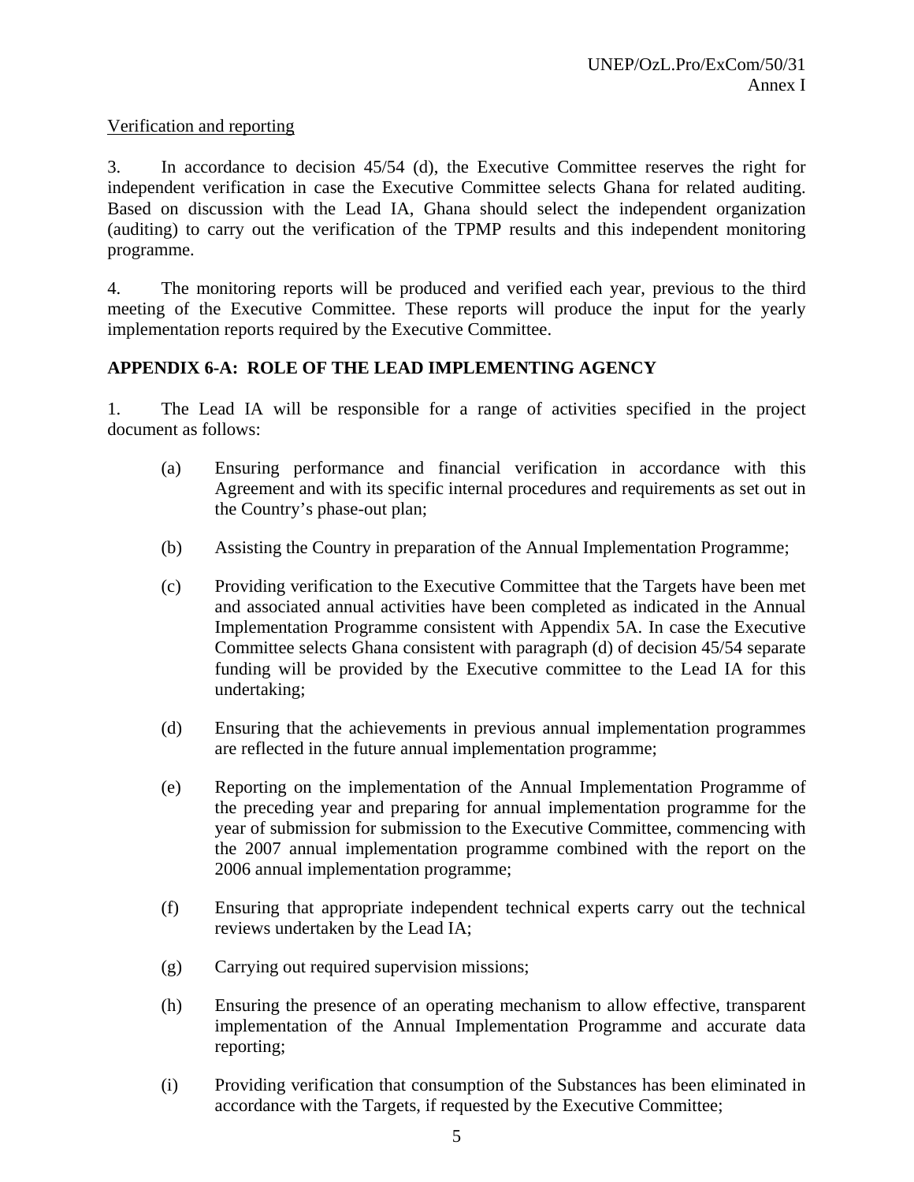<u>Verification and reporting</u>

3. In accordance to decision 45/54 (d), the Executive Committee reserves the right for independent verification in case the Executive Committee selects Ghana for related auditing. Based on discussion with the Lead IA, Ghana should select the independent organization (auditing) to carry out the verification of the TPMP results and this independent monitoring programme.

4. The monitoring reports will be produced and verified each year, previous to the third meeting of the Executive Committee. These reports will produce the input for the yearly implementation reports required by the Executive Committee.

**APPENDIX 6-A: ROLE OF THE LEAD IMPLEMENTING AGENCY**

1. The Lead IA will be responsible for a range of activities specified in the project document as follows:

(a) Ensuring performance and financial verification in accordance with this Agreement and with its specific internal procedures and requirements as set out in the Country's phase-out plan;

(b) Assisting the Country in preparation of the Annual Implementation Programme;

(c) Providing verification to the Executive Committee that the Targets have been met and associated annual activities have been completed as indicated in the Annual Implementation Programme consistent with Appendix 5A. In case the Executive Committee selects Ghana consistent with paragraph (d) of decision 45/54 separate funding will be provided by the Executive committee to the Lead IA for this undertaking;

(d) Ensuring that the achievements in previous annual implementation programmes are reflected in the future annual implementation programme;

(e) Reporting on the implementation of the Annual Implementation Programme of the preceding year and preparing for annual implementation programme for the year of submission for submission to the Executive Committee, commencing with the 2007 annual implementation programme combined with the report on the 2006 annual implementation programme;

(f) Ensuring that appropriate independent technical experts carry out the technical reviews undertaken by the Lead IA;

(g) Carrying out required supervision missions;

(h) Ensuring the presence of an operating mechanism to allow effective, transparent implementation of the Annual Implementation Programme and accurate data reporting;

(i) Providing verification that consumption of the Substances has been eliminated in accordance with the Targets, if requested by the Executive Committee;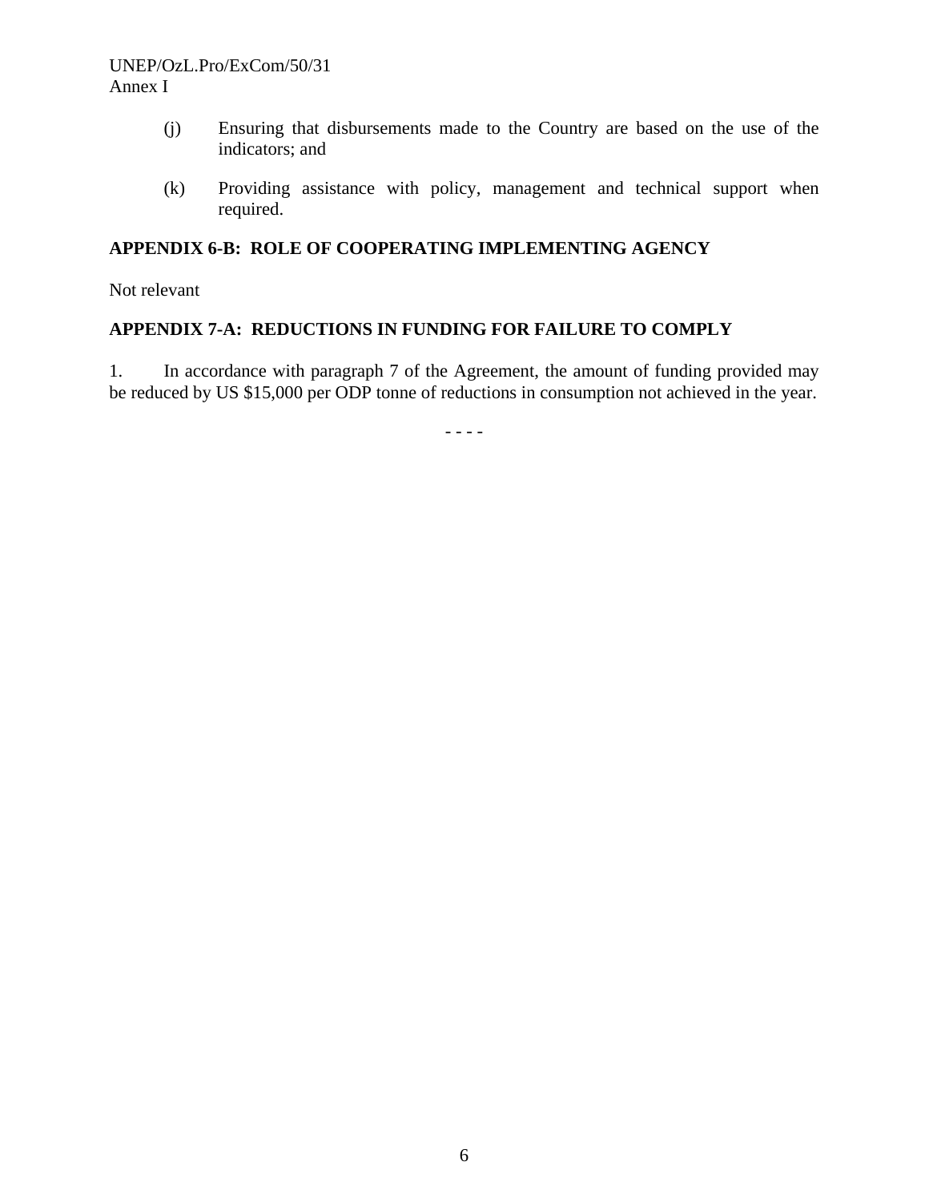(j) Ensuring that disbursements made to the Country are based on the use of the indicators; and

(k) Providing assistance with policy, management and technical support when required.

## APPENDIX 6-B: ROLE OF COOPERATING IMPLEMENTING AGENCY

Not relevant

## APPENDIX 7-A: REDUCTIONS IN FUNDING FOR FAILURE TO COMPLY

1. In accordance with paragraph 7 of the Agreement, the amount of funding provided may be reduced by US $15,000 per ODP tonne of reductions in consumption not achieved in the year.

- - - -